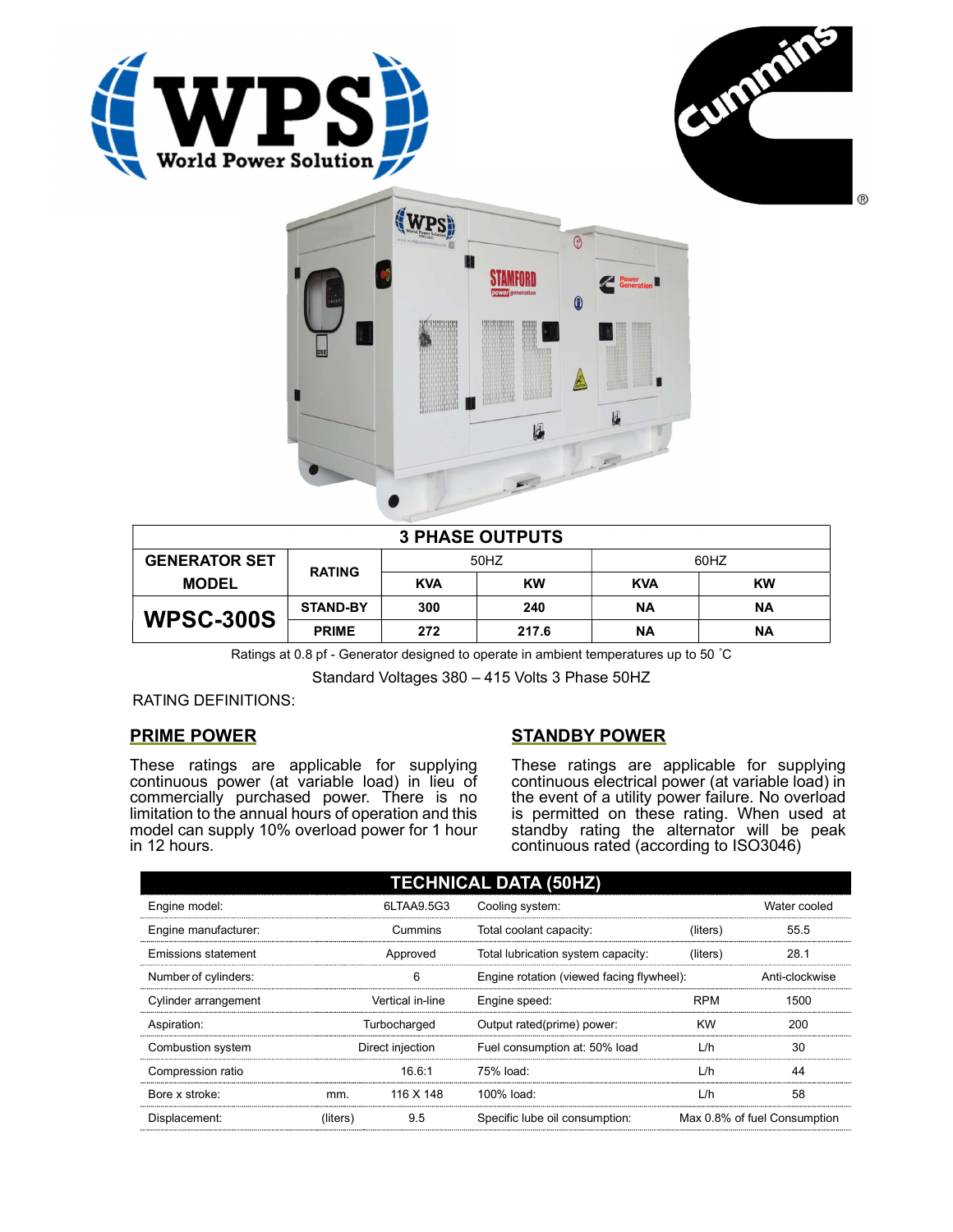## 3 PHASE OUTPUTS

| GENERATOR SET MODEL | RATING | 50HZ | | 60HZ | |
|---|---|---|---|---|---|
| | | KVA | KW | KVA | KW |
| WPSC-300S | STAND-BY | 300 | 240 | NA | NA |
| | PRIME | 272 | 217.6 | NA | NA |

Ratings at 0.8 pf - Generator designed to operate in ambient temperatures up to 50 ˚C

Standard Voltages 380 – 415 Volts 3 Phase 50HZ

RATING DEFINITIONS:

### PRIME POWER

These ratings are applicable for supplying continuous power (at variable load) in lieu of commercially purchased power. There is no limitation to the annual hours of operation and this model can supply 10% overload power for 1 hour in 12 hours.

### STANDBY POWER

These ratings are applicable for supplying continuous electrical power (at variable load) in the event of a utility power failure. No overload is permitted on these rating. When used at standby rating the alternator will be peak continuous rated (according to ISO3046)

## TECHNICAL DATA (50HZ)

| | | | | | |
|---|---|---|---|---|---|
| Engine model: | | 6LTAA9.5G3 | Cooling system: | | Water cooled |
| Engine manufacturer: | | Cummins | Total coolant capacity: | (liters) | 55.5 |
| Emissions statement | | Approved | Total lubrication system capacity: | (liters) | 28.1 |
| Number of cylinders: | | 6 | Engine rotation (viewed facing flywheel): | | Anti-clockwise |
| Cylinder arrangement | | Vertical in-line | Engine speed: | RPM | 1500 |
| Aspiration: | | Turbocharged | Output rated(prime) power: | KW | 200 |
| Combustion system | | Direct injection | Fuel consumption at: 50% load | L/h | 30 |
| Compression ratio | | 16.6:1 | 75% load: | L/h | 44 |
| Bore x stroke: | mm. | 116 X 148 | 100% load: | L/h | 58 |
| Displacement: | (liters) | 9.5 | Specific lube oil consumption: | | Max 0.8% of fuel Consumption |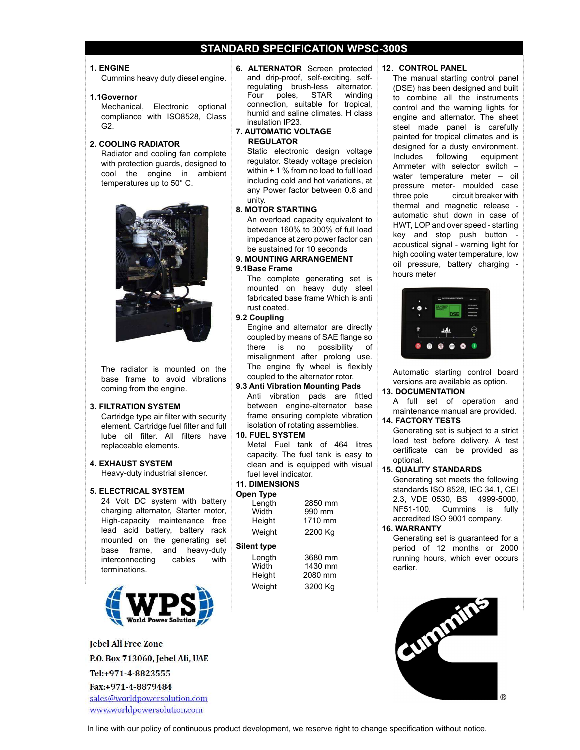# STANDARD SPECIFICATION WPSC-300S

## 1. ENGINE

Cummins heavy duty diesel engine.

### 1.1Governor

Mechanical, Electronic optional compliance with ISO8528, Class G2.

## 2. COOLING RADIATOR

Radiator and cooling fan complete with protection guards, designed to cool the engine in ambient temperatures up to 50° C.

The radiator is mounted on the base frame to avoid vibrations coming from the engine.

## 3. FILTRATION SYSTEM

Cartridge type air filter with security element. Cartridge fuel filter and full lube oil filter. All filters have replaceable elements.

## 4. EXHAUST SYSTEM

Heavy-duty industrial silencer.

## 5. ELECTRICAL SYSTEM

24 Volt DC system with battery charging alternator, Starter motor, High-capacity maintenance free lead acid battery, battery rack mounted on the generating set base frame, and heavy-duty interconnecting cables with terminations.

Jebel Ali Free Zone
P.O. Box 713060, Jebel Ali, UAE
Tel:+971-4-8823555
Fax:+971-4-8879484
sales@worldpowersolution.com
www.worldpowersolution.com

## 6. ALTERNATOR

Screen protected and drip-proof, self-exciting, self-regulating brush-less alternator. Four poles, STAR winding connection, suitable for tropical, humid and saline climates. H class insulation IP23.

## 7. AUTOMATIC VOLTAGE REGULATOR

Static electronic design voltage regulator. Steady voltage precision within + 1 % from no load to full load including cold and hot variations, at any Power factor between 0.8 and unity.

## 8. MOTOR STARTING

An overload capacity equivalent to between 160% to 300% of full load impedance at zero power factor can be sustained for 10 seconds

## 9. MOUNTING ARRANGEMENT

### 9.1Base Frame

The complete generating set is mounted on heavy duty steel fabricated base frame Which is anti rust coated.

### 9.2 Coupling

Engine and alternator are directly coupled by means of SAE flange so there is no possibility of misalignment after prolong use. The engine fly wheel is flexibly coupled to the alternator rotor.

### 9.3 Anti Vibration Mounting Pads

Anti vibration pads are fitted between engine-alternator base frame ensuring complete vibration isolation of rotating assemblies.

## 10. FUEL SYSTEM

Metal Fuel tank of 464 litres capacity. The fuel tank is easy to clean and is equipped with visual fuel level indicator.

## 11. DIMENSIONS

**Open Type**

| | |
|---|---|
| Length | 2850 mm |
| Width | 990 mm |
| Height | 1710 mm |
| Weight | 2200 Kg |

**Silent type**

| | |
|---|---|
| Length | 3680 mm |
| Width | 1430 mm |
| Height | 2080 mm |
| Weight | 3200 Kg |

## 12. CONTROL PANEL

The manual starting control panel (DSE) has been designed and built to combine all the instruments control and the warning lights for engine and alternator. The sheet steel made panel is carefully painted for tropical climates and is designed for a dusty environment. Includes following equipment Ammeter with selector switch – water temperature meter – oil pressure meter- moulded case three pole circuit breaker with thermal and magnetic release - automatic shut down in case of HWT, LOP and over speed - starting key and stop push button - acoustical signal - warning light for high cooling water temperature, low oil pressure, battery charging - hours meter

Automatic starting control board versions are available as option.

## 13. DOCUMENTATION

A full set of operation and maintenance manual are provided.

## 14. FACTORY TESTS

Generating set is subject to a strict load test before delivery. A test certificate can be provided as optional.

## 15. QUALITY STANDARDS

Generating set meets the following standards ISO 8528, IEC 34.1, CEI 2.3, VDE 0530, BS 4999-5000, NF51-100. Cummins is fully accredited ISO 9001 company.

## 16. WARRANTY

Generating set is guaranteed for a period of 12 months or 2000 running hours, which ever occurs earlier.

In line with our policy of continuous product development, we reserve right to change specification without notice.